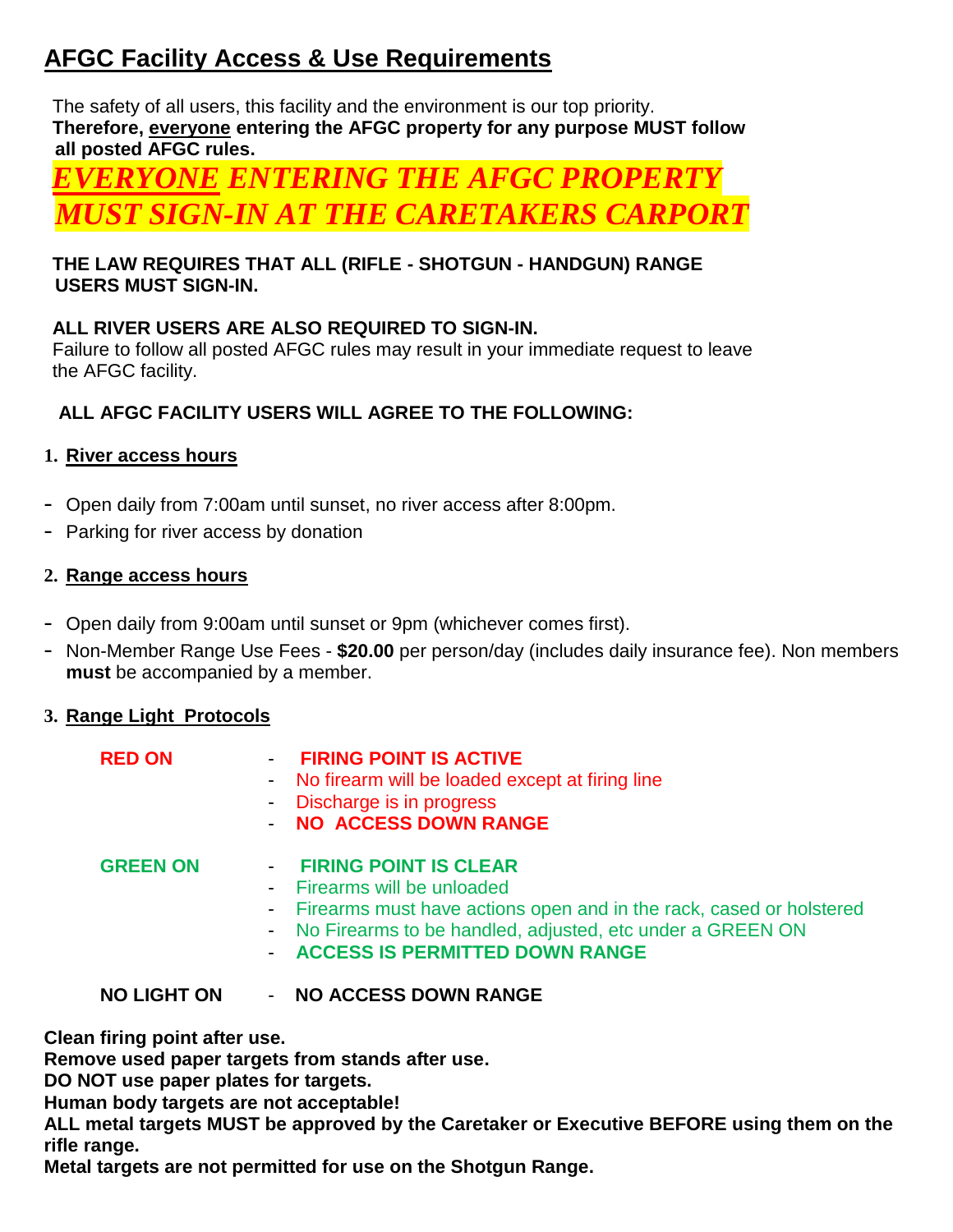# AFGC Facility Access & Use Requirements

The safety of all users, this facility and the environment is our top priority.
**Therefore, everyone entering the AFGC property for any purpose MUST follow all posted AFGC rules.**

***EVERYONE ENTERING THE AFGC PROPERTY MUST SIGN-IN AT THE CARETAKERS CARPORT***

**THE LAW REQUIRES THAT ALL (RIFLE - SHOTGUN - HANDGUN) RANGE USERS MUST SIGN-IN.**

**ALL RIVER USERS ARE ALSO REQUIRED TO SIGN-IN.**
Failure to follow all posted AFGC rules may result in your immediate request to leave the AFGC facility.

**ALL AFGC FACILITY USERS WILL AGREE TO THE FOLLOWING:**

## 1. River access hours

- Open daily from 7:00am until sunset, no river access after 8:00pm.
- Parking for river access by donation

## 2. Range access hours

- Open daily from 9:00am until sunset or 9pm (whichever comes first).
- Non-Member Range Use Fees - **$20.00** per person/day (includes daily insurance fee). Non members **must** be accompanied by a member.

## 3. Range Light Protocols

**RED ON**
- **FIRING POINT IS ACTIVE**
- No firearm will be loaded except at firing line
- Discharge is in progress
- **NO ACCESS DOWN RANGE**

**GREEN ON**
- **FIRING POINT IS CLEAR**
- Firearms will be unloaded
- Firearms must have actions open and in the rack, cased or holstered
- No Firearms to be handled, adjusted, etc under a GREEN ON
- **ACCESS IS PERMITTED DOWN RANGE**

**NO LIGHT ON**
- **NO ACCESS DOWN RANGE**

**Clean firing point after use.**
**Remove used paper targets from stands after use.**
**DO NOT use paper plates for targets.**
**Human body targets are not acceptable!**
**ALL metal targets MUST be approved by the Caretaker or Executive BEFORE using them on the rifle range.**
**Metal targets are not permitted for use on the Shotgun Range.**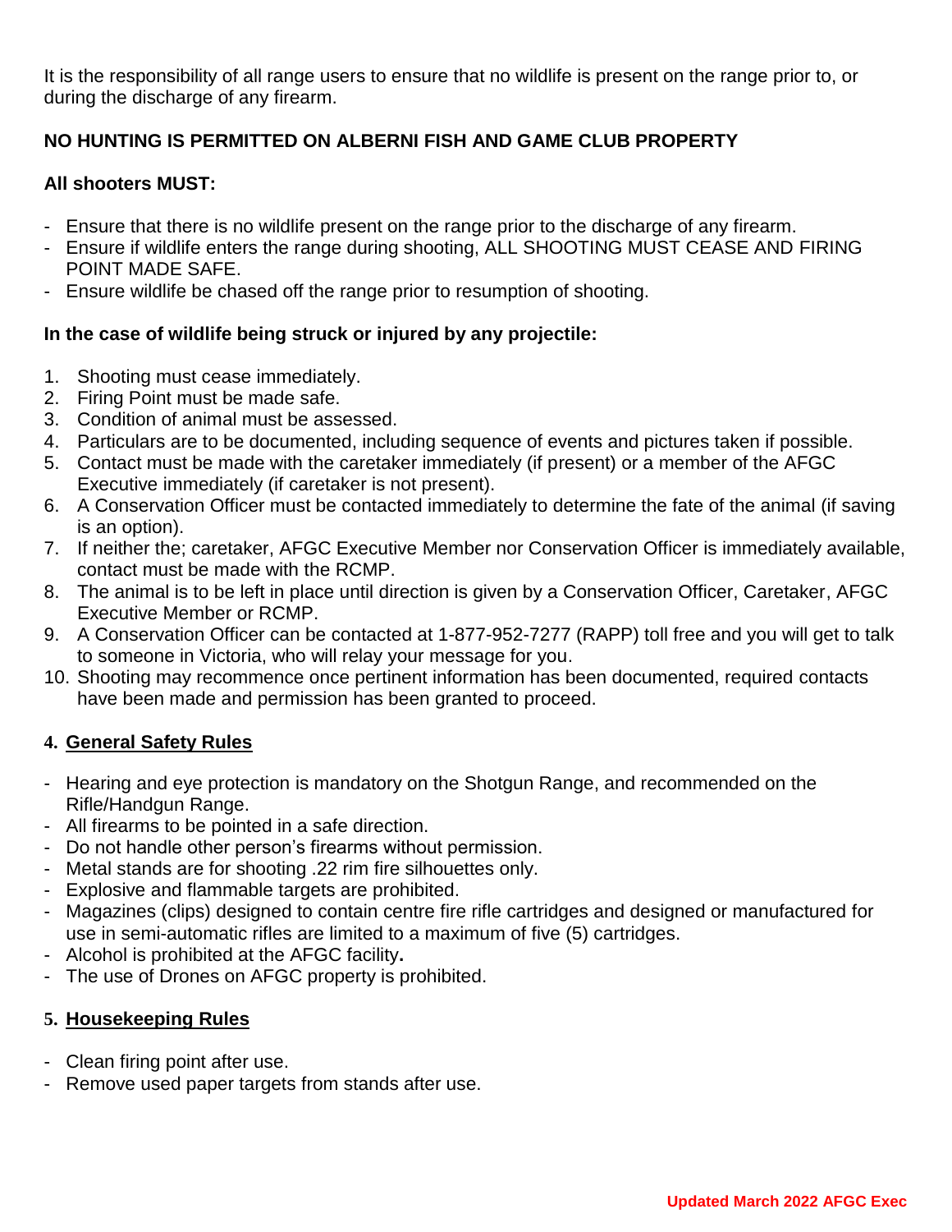It is the responsibility of all range users to ensure that no wildlife is present on the range prior to, or during the discharge of any firearm.

**NO HUNTING IS PERMITTED ON ALBERNI FISH AND GAME CLUB PROPERTY**

**All shooters MUST:**

- Ensure that there is no wildlife present on the range prior to the discharge of any firearm.
- Ensure if wildlife enters the range during shooting, ALL SHOOTING MUST CEASE AND FIRING POINT MADE SAFE.
- Ensure wildlife be chased off the range prior to resumption of shooting.

**In the case of wildlife being struck or injured by any projectile:**

1. Shooting must cease immediately.
2. Firing Point must be made safe.
3. Condition of animal must be assessed.
4. Particulars are to be documented, including sequence of events and pictures taken if possible.
5. Contact must be made with the caretaker immediately (if present) or a member of the AFGC Executive immediately (if caretaker is not present).
6. A Conservation Officer must be contacted immediately to determine the fate of the animal (if saving is an option).
7. If neither the; caretaker, AFGC Executive Member nor Conservation Officer is immediately available, contact must be made with the RCMP.
8. The animal is to be left in place until direction is given by a Conservation Officer, Caretaker, AFGC Executive Member or RCMP.
9. A Conservation Officer can be contacted at 1-877-952-7277 (RAPP) toll free and you will get to talk to someone in Victoria, who will relay your message for you.
10. Shooting may recommence once pertinent information has been documented, required contacts have been made and permission has been granted to proceed.

## 4. General Safety Rules

- Hearing and eye protection is mandatory on the Shotgun Range, and recommended on the Rifle/Handgun Range.
- All firearms to be pointed in a safe direction.
- Do not handle other person's firearms without permission.
- Metal stands are for shooting .22 rim fire silhouettes only.
- Explosive and flammable targets are prohibited.
- Magazines (clips) designed to contain centre fire rifle cartridges and designed or manufactured for use in semi-automatic rifles are limited to a maximum of five (5) cartridges.
- Alcohol is prohibited at the AFGC facility**.**
- The use of Drones on AFGC property is prohibited.

## 5. Housekeeping Rules

- Clean firing point after use.
- Remove used paper targets from stands after use.

**Updated March 2022 AFGC Exec**